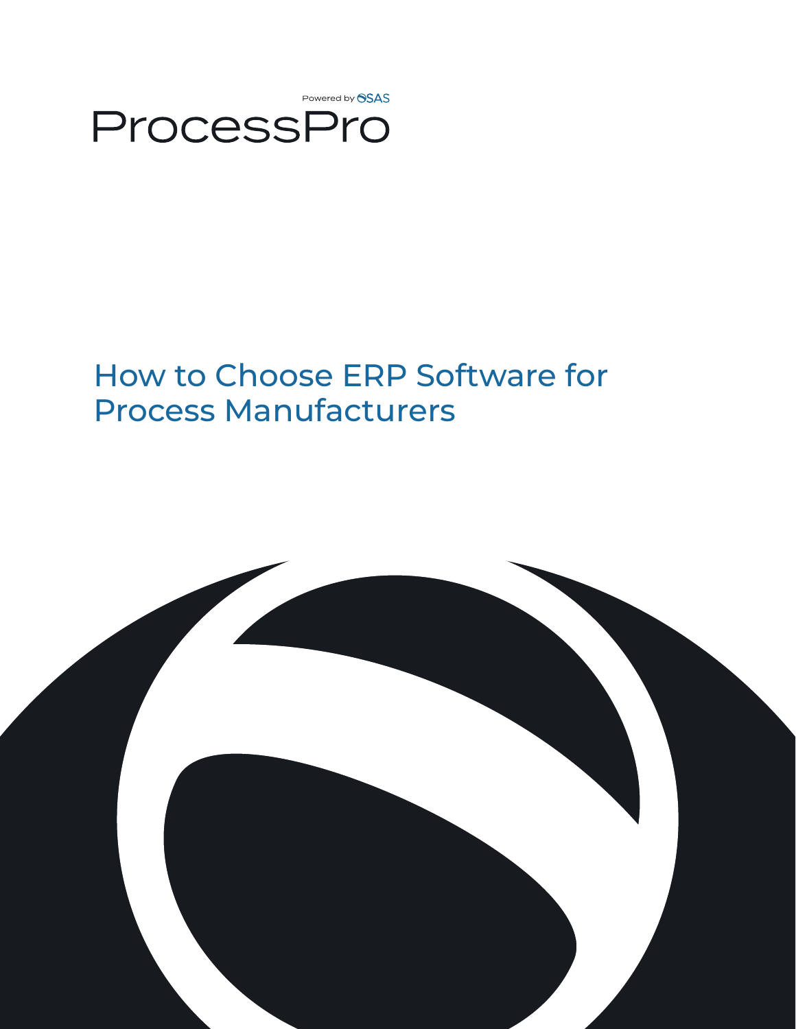Powered by OSAS

ProcessPro

# How to Choose ERP Software for Process Manufacturers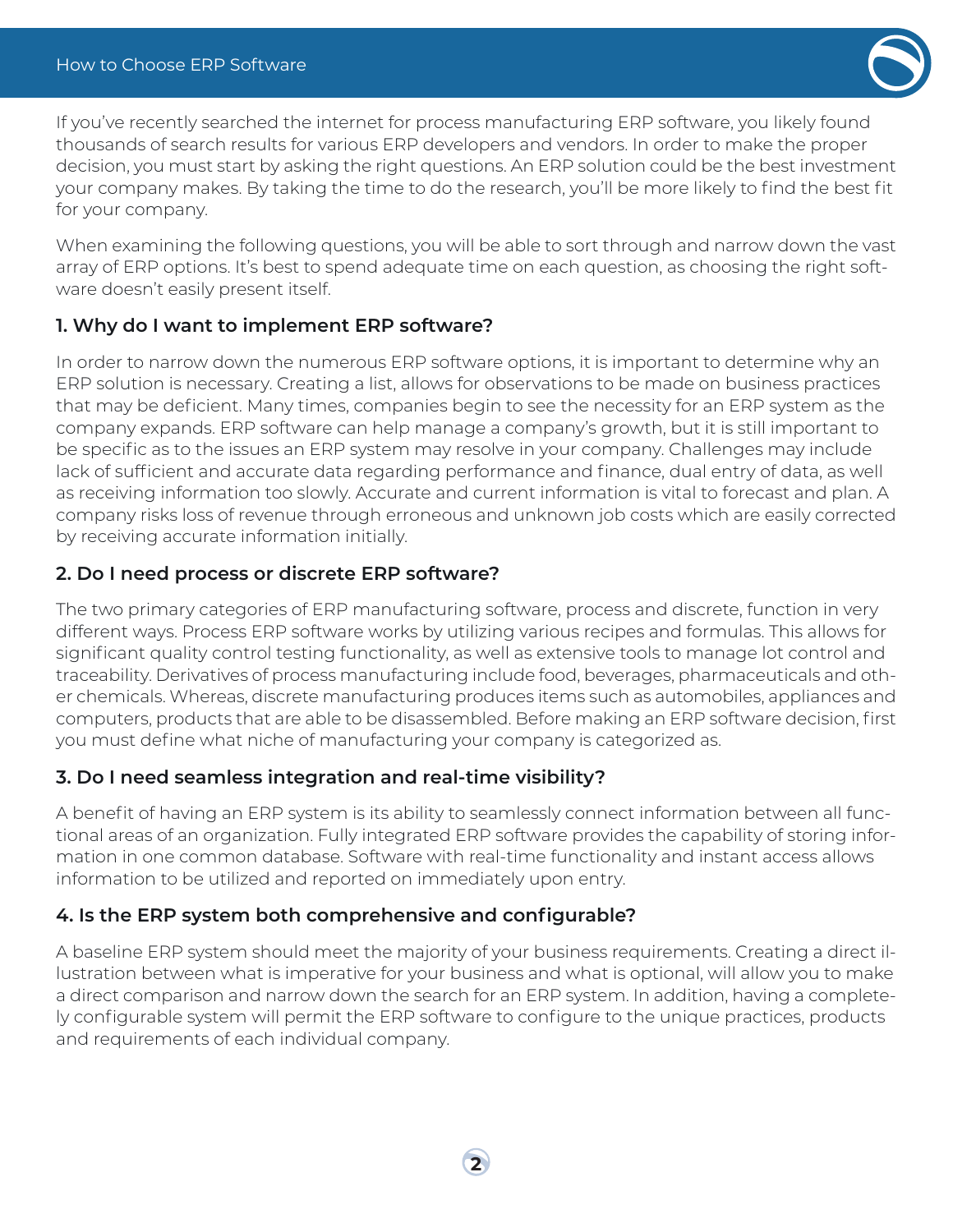If you've recently searched the internet for process manufacturing ERP software, you likely found thousands of search results for various ERP developers and vendors. In order to make the proper decision, you must start by asking the right questions. An ERP solution could be the best investment your company makes. By taking the time to do the research, you'll be more likely to find the best fit for your company.

When examining the following questions, you will be able to sort through and narrow down the vast array of ERP options. It's best to spend adequate time on each question, as choosing the right software doesn't easily present itself.

### 1. Why do I want to implement ERP software?

In order to narrow down the numerous ERP software options, it is important to determine why an ERP solution is necessary. Creating a list, allows for observations to be made on business practices that may be deficient. Many times, companies begin to see the necessity for an ERP system as the company expands. ERP software can help manage a company's growth, but it is still important to be specific as to the issues an ERP system may resolve in your company. Challenges may include lack of sufficient and accurate data regarding performance and finance, dual entry of data, as well as receiving information too slowly. Accurate and current information is vital to forecast and plan. A company risks loss of revenue through erroneous and unknown job costs which are easily corrected by receiving accurate information initially.

### 2. Do I need process or discrete ERP software?

The two primary categories of ERP manufacturing software, process and discrete, function in very different ways. Process ERP software works by utilizing various recipes and formulas. This allows for significant quality control testing functionality, as well as extensive tools to manage lot control and traceability. Derivatives of process manufacturing include food, beverages, pharmaceuticals and other chemicals. Whereas, discrete manufacturing produces items such as automobiles, appliances and computers, products that are able to be disassembled. Before making an ERP software decision, first you must define what niche of manufacturing your company is categorized as.

### 3. Do I need seamless integration and real-time visibility?

A benefit of having an ERP system is its ability to seamlessly connect information between all functional areas of an organization. Fully integrated ERP software provides the capability of storing information in one common database. Software with real-time functionality and instant access allows information to be utilized and reported on immediately upon entry.

### 4. Is the ERP system both comprehensive and configurable?

A baseline ERP system should meet the majority of your business requirements. Creating a direct illustration between what is imperative for your business and what is optional, will allow you to make a direct comparison and narrow down the search for an ERP system. In addition, having a completely configurable system will permit the ERP software to configure to the unique practices, products and requirements of each individual company.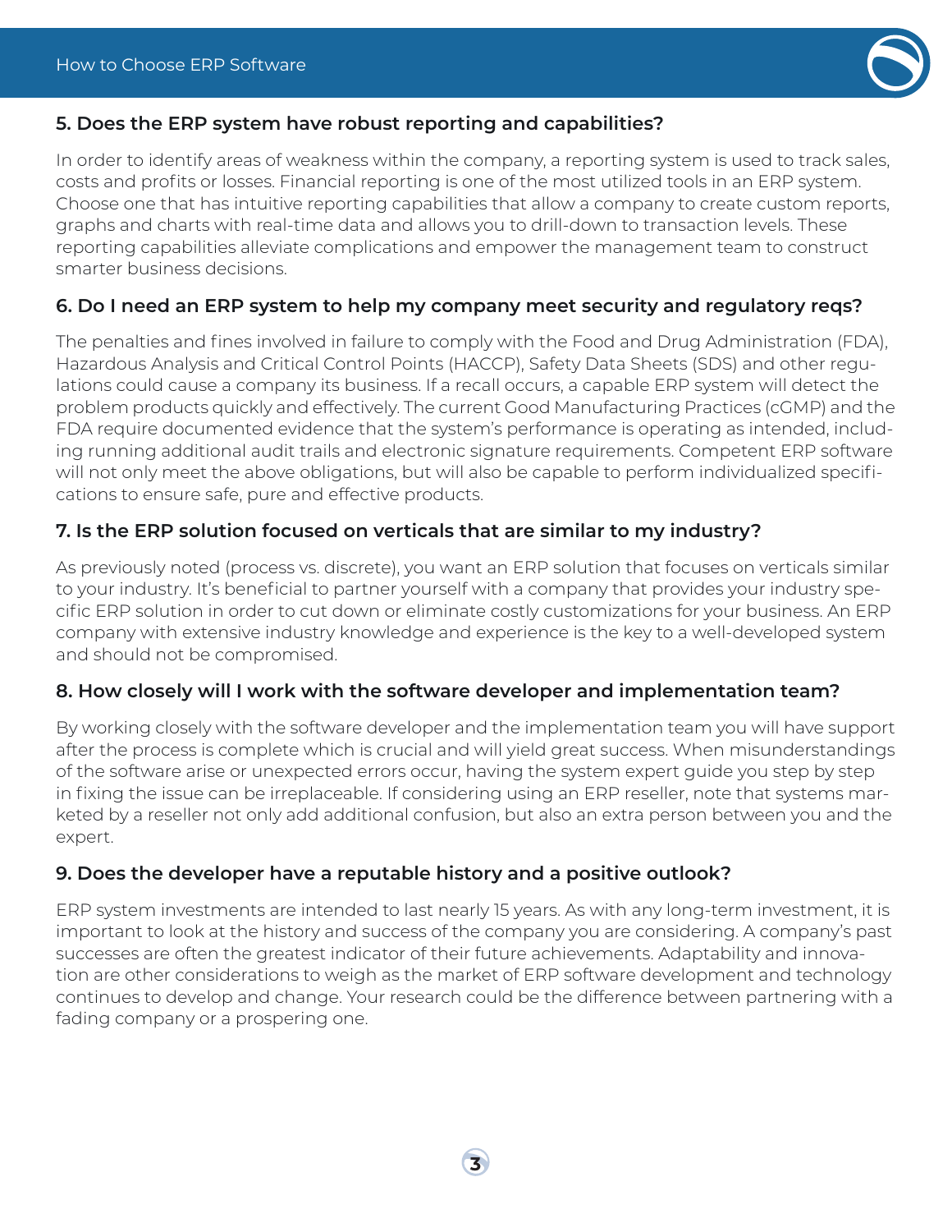### 5. Does the ERP system have robust reporting and capabilities?

In order to identify areas of weakness within the company, a reporting system is used to track sales, costs and profits or losses. Financial reporting is one of the most utilized tools in an ERP system. Choose one that has intuitive reporting capabilities that allow a company to create custom reports, graphs and charts with real-time data and allows you to drill-down to transaction levels. These reporting capabilities alleviate complications and empower the management team to construct smarter business decisions.

### 6. Do I need an ERP system to help my company meet security and regulatory reqs?

The penalties and fines involved in failure to comply with the Food and Drug Administration (FDA), Hazardous Analysis and Critical Control Points (HACCP), Safety Data Sheets (SDS) and other regulations could cause a company its business. If a recall occurs, a capable ERP system will detect the problem products quickly and effectively. The current Good Manufacturing Practices (cGMP) and the FDA require documented evidence that the system's performance is operating as intended, including running additional audit trails and electronic signature requirements. Competent ERP software will not only meet the above obligations, but will also be capable to perform individualized specifications to ensure safe, pure and effective products.

### 7. Is the ERP solution focused on verticals that are similar to my industry?

As previously noted (process vs. discrete), you want an ERP solution that focuses on verticals similar to your industry. It's beneficial to partner yourself with a company that provides your industry specific ERP solution in order to cut down or eliminate costly customizations for your business. An ERP company with extensive industry knowledge and experience is the key to a well-developed system and should not be compromised.

### 8. How closely will I work with the software developer and implementation team?

By working closely with the software developer and the implementation team you will have support after the process is complete which is crucial and will yield great success. When misunderstandings of the software arise or unexpected errors occur, having the system expert guide you step by step in fixing the issue can be irreplaceable. If considering using an ERP reseller, note that systems marketed by a reseller not only add additional confusion, but also an extra person between you and the expert.

### 9. Does the developer have a reputable history and a positive outlook?

ERP system investments are intended to last nearly 15 years. As with any long-term investment, it is important to look at the history and success of the company you are considering. A company's past successes are often the greatest indicator of their future achievements. Adaptability and innovation are other considerations to weigh as the market of ERP software development and technology continues to develop and change. Your research could be the difference between partnering with a fading company or a prospering one.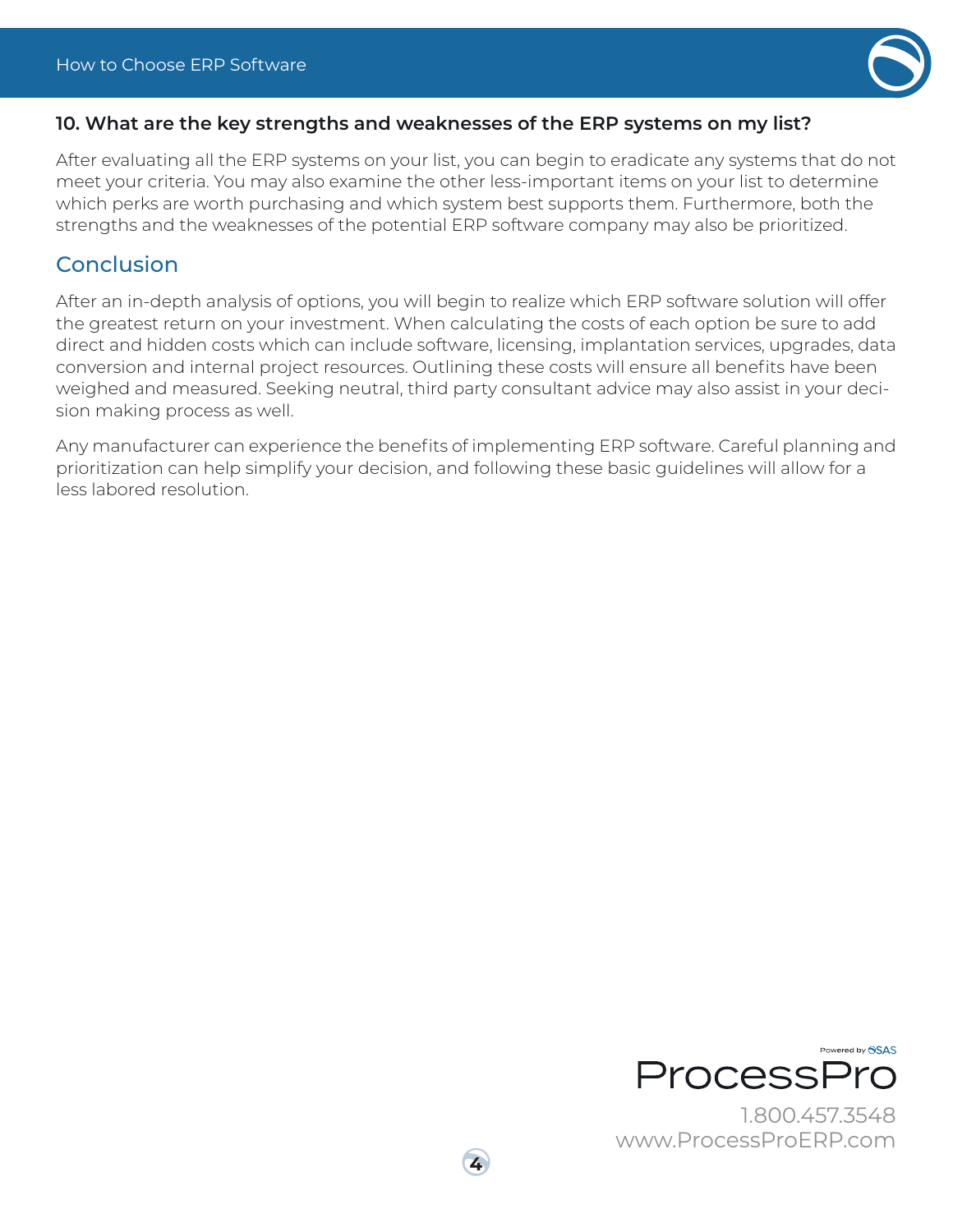**10. What are the key strengths and weaknesses of the ERP systems on my list?**

After evaluating all the ERP systems on your list, you can begin to eradicate any systems that do not meet your criteria. You may also examine the other less-important items on your list to determine which perks are worth purchasing and which system best supports them. Furthermore, both the strengths and the weaknesses of the potential ERP software company may also be prioritized.

## Conclusion

After an in-depth analysis of options, you will begin to realize which ERP software solution will offer the greatest return on your investment. When calculating the costs of each option be sure to add direct and hidden costs which can include software, licensing, implantation services, upgrades, data conversion and internal project resources. Outlining these costs will ensure all benefits have been weighed and measured. Seeking neutral, third party consultant advice may also assist in your decision making process as well.

Any manufacturer can experience the benefits of implementing ERP software. Careful planning and prioritization can help simplify your decision, and following these basic guidelines will allow for a less labored resolution.

Powered by SAS

ProcessPro

1.800.457.3548

www.ProcessProERP.com